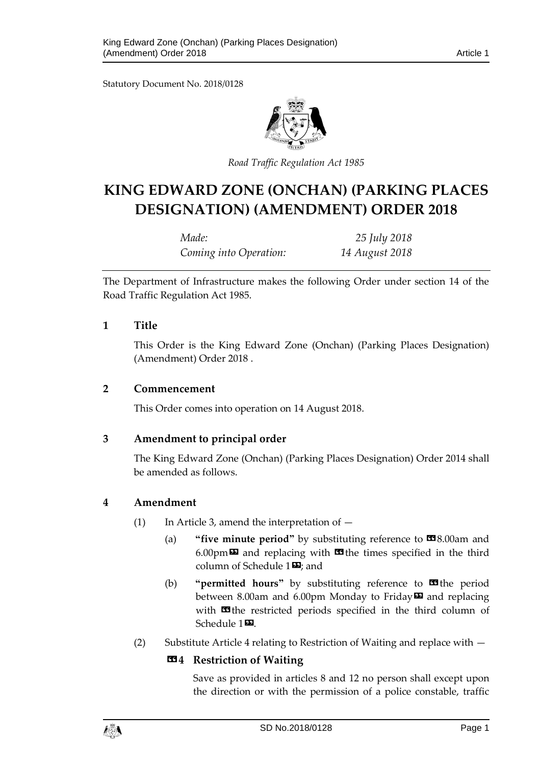Statutory Document No. 2018/0128

*Road Traffic Regulation Act 1985*

# KING EDWARD ZONE (ONCHAN) (PARKING PLACES DESIGNATION) (AMENDMENT) ORDER 2018

| | |
|---|---|
| *Made:* | *25 July 2018* |
| *Coming into Operation:* | *14 August 2018* |

The Department of Infrastructure makes the following Order under section 14 of the Road Traffic Regulation Act 1985.

## 1 Title

This Order is the King Edward Zone (Onchan) (Parking Places Designation) (Amendment) Order 2018 .

## 2 Commencement

This Order comes into operation on 14 August 2018.

## 3 Amendment to principal order

The King Edward Zone (Onchan) (Parking Places Designation) Order 2014 shall be amended as follows.

## 4 Amendment

(1) In Article 3, amend the interpretation of —

(a) **"five minute period"** by substituting reference to «8.00am and 6.00pm» and replacing with «the times specified in the third column of Schedule 1»; and

(b) **"permitted hours"** by substituting reference to «the period between 8.00am and 6.00pm Monday to Friday» and replacing with «the restricted periods specified in the third column of Schedule 1».

(2) Substitute Article 4 relating to Restriction of Waiting and replace with —

### «4 Restriction of Waiting

Save as provided in articles 8 and 12 no person shall except upon the direction or with the permission of a police constable, traffic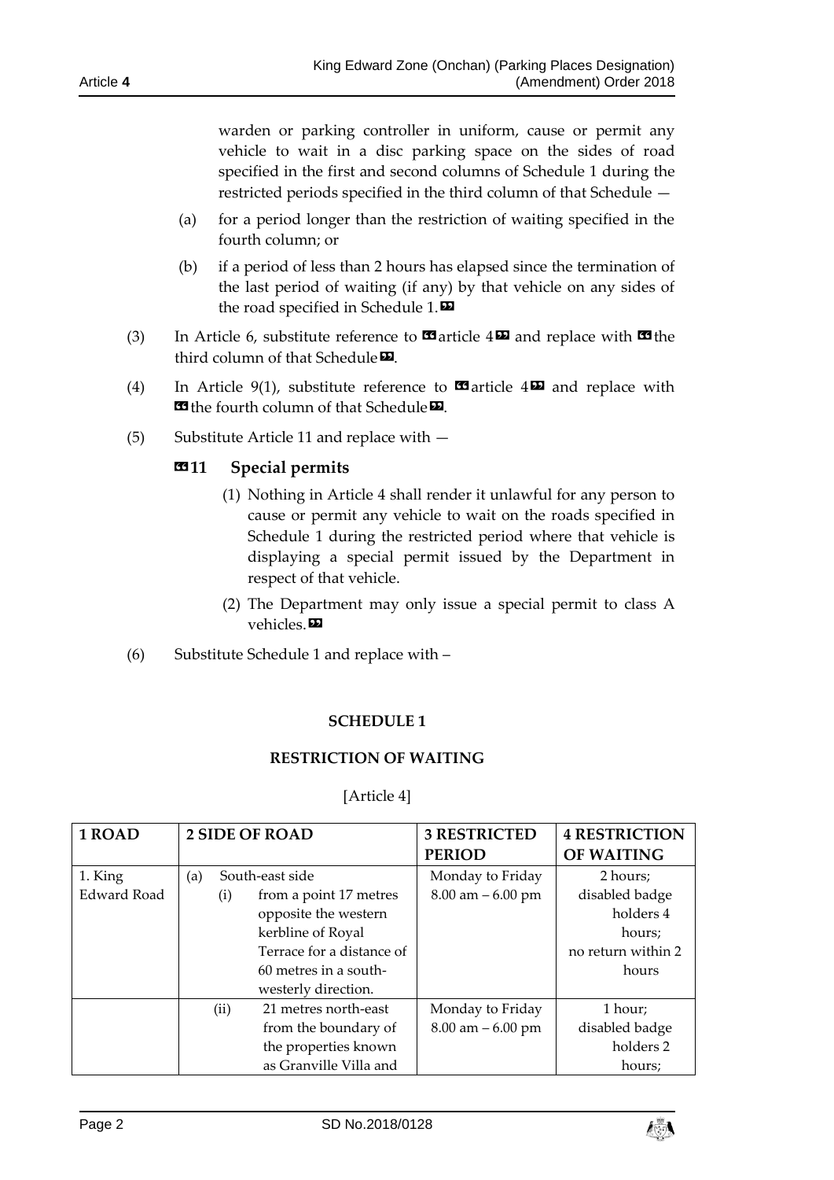warden or parking controller in uniform, cause or permit any vehicle to wait in a disc parking space on the sides of road specified in the first and second columns of Schedule 1 during the restricted periods specified in the third column of that Schedule —

(a) for a period longer than the restriction of waiting specified in the fourth column; or

(b) if a period of less than 2 hours has elapsed since the termination of the last period of waiting (if any) by that vehicle on any sides of the road specified in Schedule 1.»

(3) In Article 6, substitute reference to «article 4» and replace with «the third column of that Schedule».

(4) In Article 9(1), substitute reference to «article 4» and replace with «the fourth column of that Schedule».

(5) Substitute Article 11 and replace with —

### «11 Special permits

(1) Nothing in Article 4 shall render it unlawful for any person to cause or permit any vehicle to wait on the roads specified in Schedule 1 during the restricted period where that vehicle is displaying a special permit issued by the Department in respect of that vehicle.

(2) The Department may only issue a special permit to class A vehicles.»

(6) Substitute Schedule 1 and replace with –

**SCHEDULE 1**

**RESTRICTION OF WAITING**

[Article 4]

| 1 ROAD | 2 SIDE OF ROAD | 3 RESTRICTED PERIOD | 4 RESTRICTION OF WAITING |
|---|---|---|---|
| 1. King Edward Road | (a) South-east side<br>(i) from a point 17 metres opposite the western kerbline of Royal Terrace for a distance of 60 metres in a south-westerly direction. | Monday to Friday 8.00 am – 6.00 pm | 2 hours; disabled badge holders 4 hours; no return within 2 hours |
| | (ii) 21 metres north-east from the boundary of the properties known as Granville Villa and | Monday to Friday 8.00 am – 6.00 pm | 1 hour; disabled badge holders 2 hours; |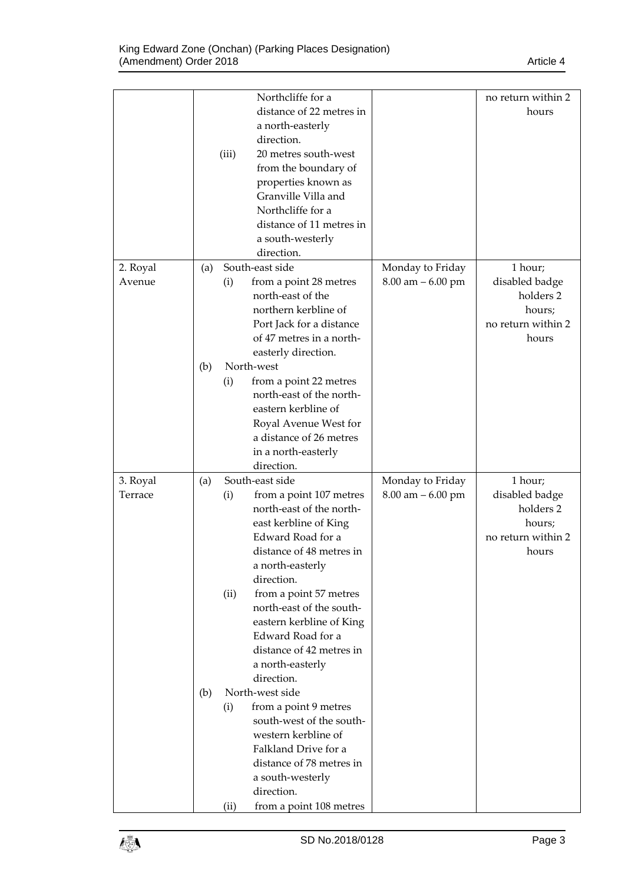| | | | |
|---|---|---|---|
| | Northcliffe for a distance of 22 metres in a north-easterly direction.<br>(iii) 20 metres south-west from the boundary of properties known as Granville Villa and Northcliffe for a distance of 11 metres in a south-westerly direction. | | no return within 2 hours |
| 2. Royal Avenue | (a) South-east side<br>(i) from a point 28 metres north-east of the northern kerbline of Port Jack for a distance of 47 metres in a north-easterly direction.<br>(b) North-west<br>(i) from a point 22 metres north-east of the north-eastern kerbline of Royal Avenue West for a distance of 26 metres in a north-easterly direction. | Monday to Friday 8.00 am – 6.00 pm | 1 hour; disabled badge holders 2 hours; no return within 2 hours |
| 3. Royal Terrace | (a) South-east side<br>(i) from a point 107 metres north-east of the north-east kerbline of King Edward Road for a distance of 48 metres in a north-easterly direction.<br>(ii) from a point 57 metres north-east of the south-eastern kerbline of King Edward Road for a distance of 42 metres in a north-easterly direction.<br>(b) North-west side<br>(i) from a point 9 metres south-west of the south-western kerbline of Falkland Drive for a distance of 78 metres in a south-westerly direction.<br>(ii) from a point 108 metres | Monday to Friday 8.00 am – 6.00 pm | 1 hour; disabled badge holders 2 hours; no return within 2 hours |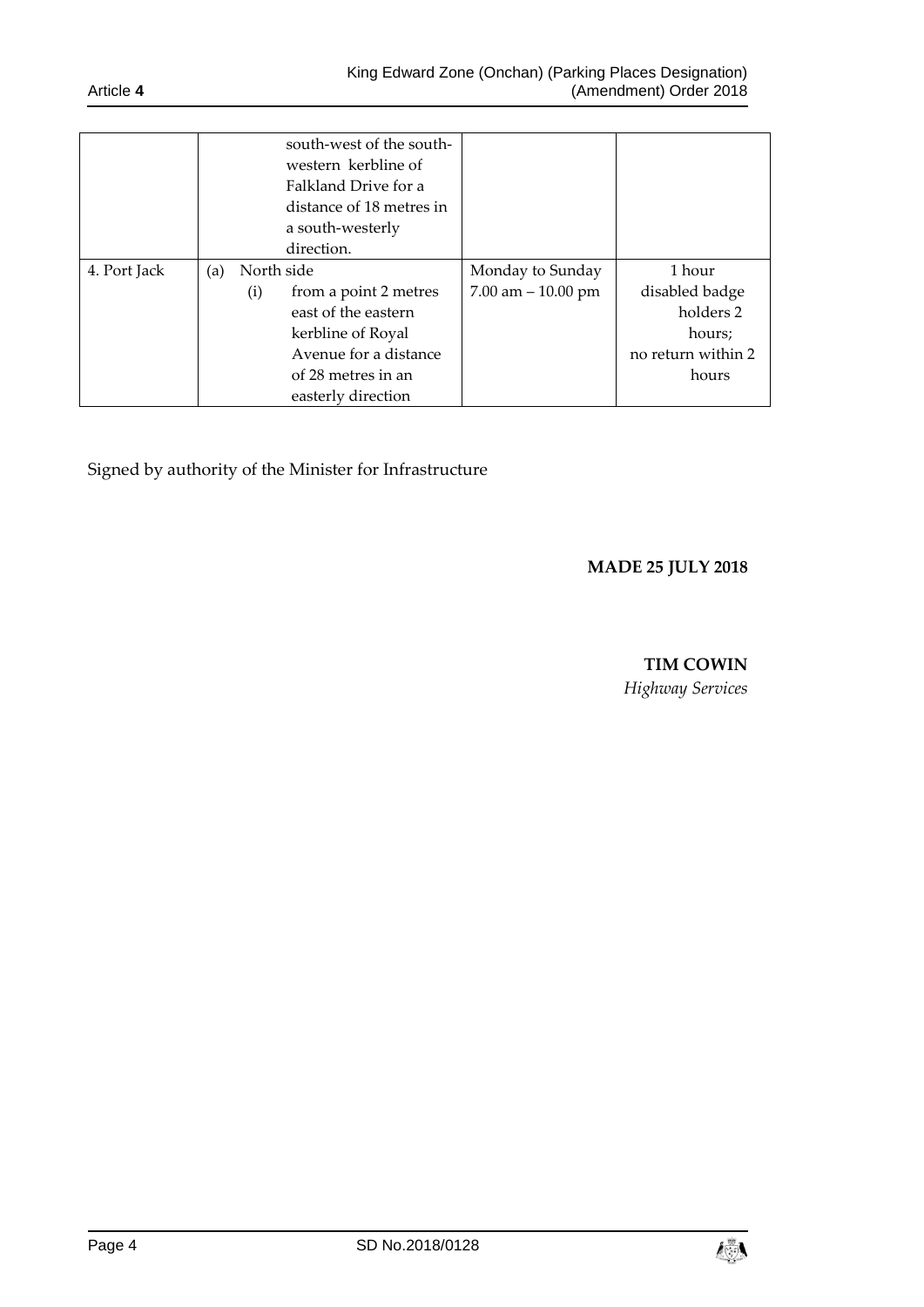| | | | |
|---|---|---|---|
| | south-west of the south-western kerbline of Falkland Drive for a distance of 18 metres in a south-westerly direction. | | |
| 4. Port Jack | (a) North side<br>(i) from a point 2 metres east of the eastern kerbline of Royal Avenue for a distance of 28 metres in an easterly direction | Monday to Sunday<br>7.00 am – 10.00 pm | 1 hour<br>disabled badge holders 2 hours;<br>no return within 2 hours |

Signed by authority of the Minister for Infrastructure

**MADE 25 JULY 2018**

**TIM COWIN**
*Highway Services*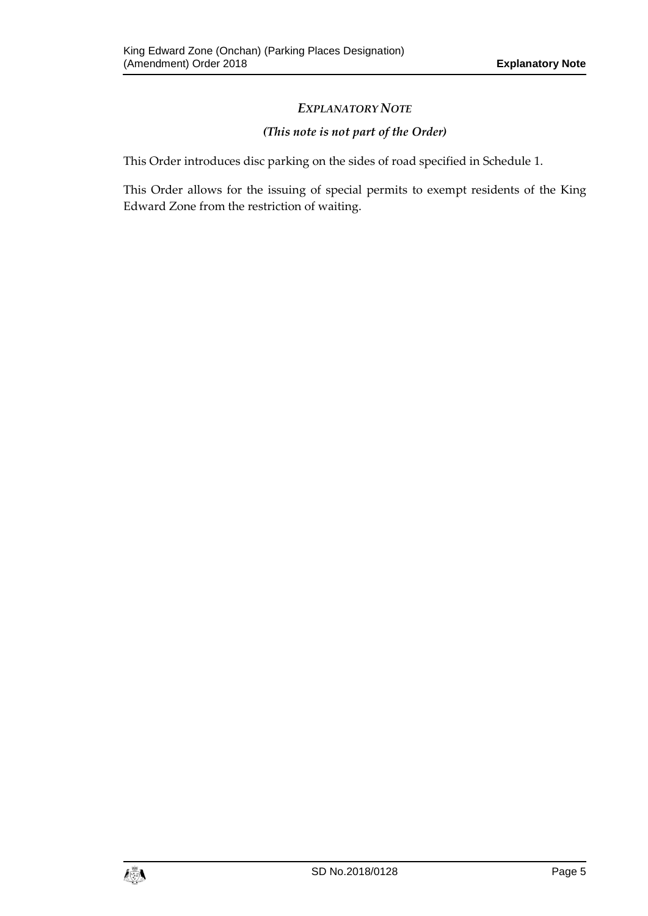## *EXPLANATORY NOTE*

***(This note is not part of the Order)***

This Order introduces disc parking on the sides of road specified in Schedule 1.

This Order allows for the issuing of special permits to exempt residents of the King Edward Zone from the restriction of waiting.